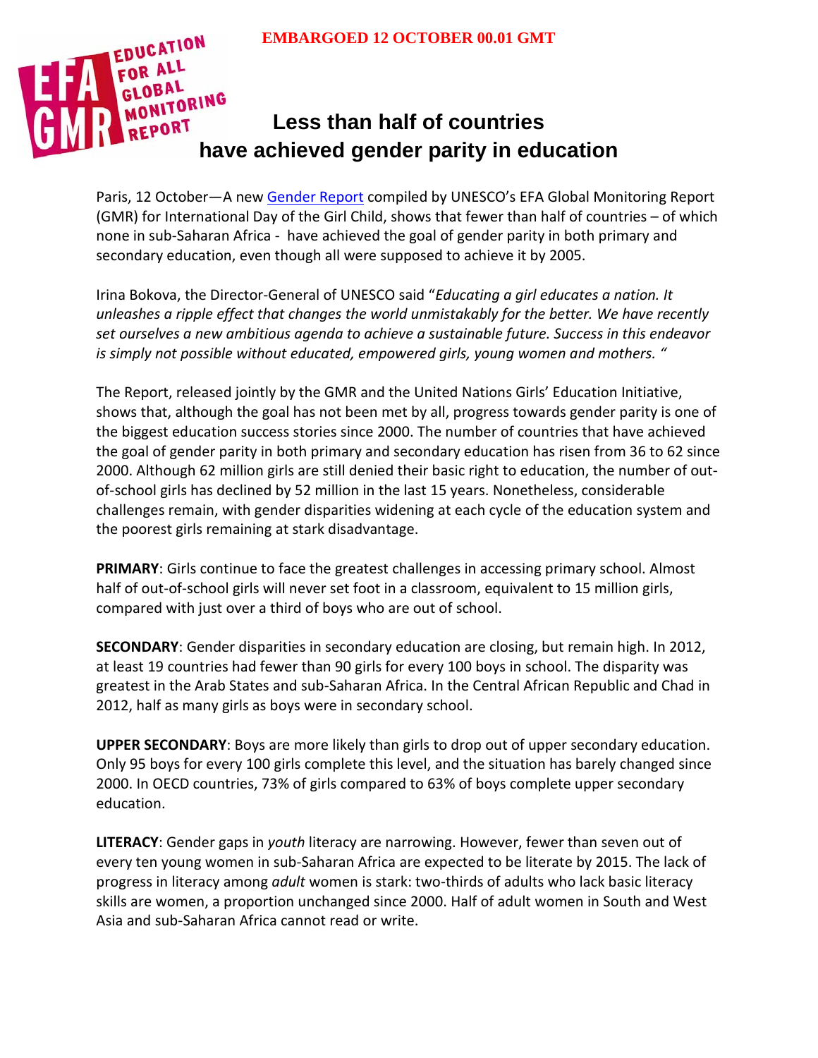**EMBARGOED 12 OCTOBER 00.01 GMT**

EDUCATION FOR ALL GLOBAL MONITORING REPORT

# Less than half of countries have achieved gender parity in education

Paris, 12 October—A new [Gender Report](Gender Report) compiled by UNESCO's EFA Global Monitoring Report (GMR) for International Day of the Girl Child, shows that fewer than half of countries – of which none in sub-Saharan Africa - have achieved the goal of gender parity in both primary and secondary education, even though all were supposed to achieve it by 2005.

Irina Bokova, the Director-General of UNESCO said "*Educating a girl educates a nation. It unleashes a ripple effect that changes the world unmistakably for the better. We have recently set ourselves a new ambitious agenda to achieve a sustainable future. Success in this endeavor is simply not possible without educated, empowered girls, young women and mothers.* "

The Report, released jointly by the GMR and the United Nations Girls' Education Initiative, shows that, although the goal has not been met by all, progress towards gender parity is one of the biggest education success stories since 2000. The number of countries that have achieved the goal of gender parity in both primary and secondary education has risen from 36 to 62 since 2000. Although 62 million girls are still denied their basic right to education, the number of out-of-school girls has declined by 52 million in the last 15 years. Nonetheless, considerable challenges remain, with gender disparities widening at each cycle of the education system and the poorest girls remaining at stark disadvantage.

**PRIMARY**: Girls continue to face the greatest challenges in accessing primary school. Almost half of out-of-school girls will never set foot in a classroom, equivalent to 15 million girls, compared with just over a third of boys who are out of school.

**SECONDARY**: Gender disparities in secondary education are closing, but remain high. In 2012, at least 19 countries had fewer than 90 girls for every 100 boys in school. The disparity was greatest in the Arab States and sub-Saharan Africa. In the Central African Republic and Chad in 2012, half as many girls as boys were in secondary school.

**UPPER SECONDARY**: Boys are more likely than girls to drop out of upper secondary education. Only 95 boys for every 100 girls complete this level, and the situation has barely changed since 2000. In OECD countries, 73% of girls compared to 63% of boys complete upper secondary education.

**LITERACY**: Gender gaps in *youth* literacy are narrowing. However, fewer than seven out of every ten young women in sub-Saharan Africa are expected to be literate by 2015. The lack of progress in literacy among *adult* women is stark: two-thirds of adults who lack basic literacy skills are women, a proportion unchanged since 2000. Half of adult women in South and West Asia and sub-Saharan Africa cannot read or write.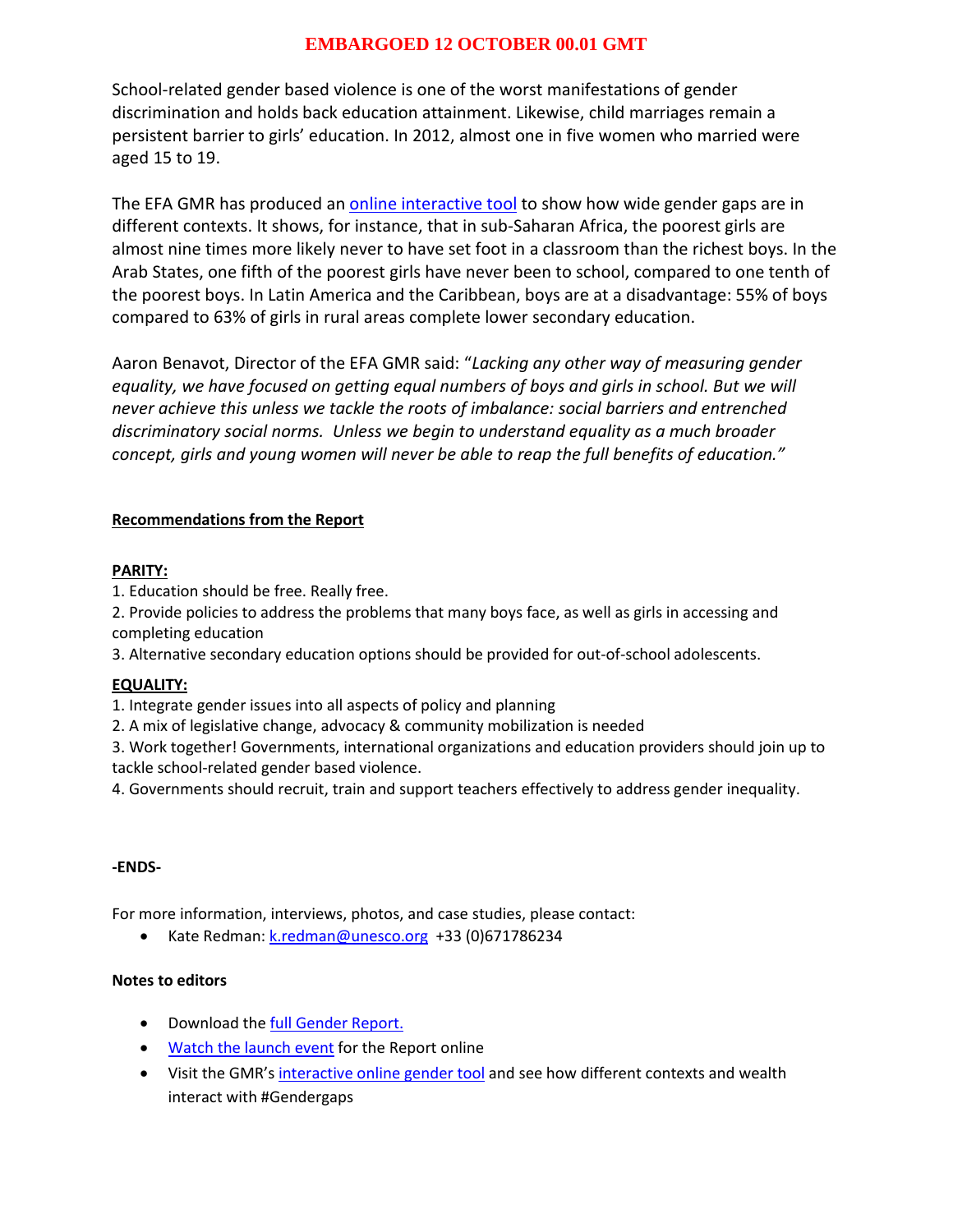**EMBARGOED 12 OCTOBER 00.01 GMT**

School-related gender based violence is one of the worst manifestations of gender discrimination and holds back education attainment. Likewise, child marriages remain a persistent barrier to girls' education. In 2012, almost one in five women who married were aged 15 to 19.

The EFA GMR has produced an [online interactive tool]() to show how wide gender gaps are in different contexts. It shows, for instance, that in sub-Saharan Africa, the poorest girls are almost nine times more likely never to have set foot in a classroom than the richest boys. In the Arab States, one fifth of the poorest girls have never been to school, compared to one tenth of the poorest boys. In Latin America and the Caribbean, boys are at a disadvantage: 55% of boys compared to 63% of girls in rural areas complete lower secondary education.

Aaron Benavot, Director of the EFA GMR said: "*Lacking any other way of measuring gender equality, we have focused on getting equal numbers of boys and girls in school. But we will never achieve this unless we tackle the roots of imbalance: social barriers and entrenched discriminatory social norms. Unless we begin to understand equality as a much broader concept, girls and young women will never be able to reap the full benefits of education."*

**Recommendations from the Report**

**PARITY:**

1. Education should be free. Really free.
2. Provide policies to address the problems that many boys face, as well as girls in accessing and completing education
3. Alternative secondary education options should be provided for out-of-school adolescents.

**EQUALITY:**

1. Integrate gender issues into all aspects of policy and planning
2. A mix of legislative change, advocacy & community mobilization is needed
3. Work together! Governments, international organizations and education providers should join up to tackle school-related gender based violence.
4. Governments should recruit, train and support teachers effectively to address gender inequality.

**-ENDS-**

For more information, interviews, photos, and case studies, please contact:

- Kate Redman: k.redman@unesco.org +33 (0)671786234

**Notes to editors**

- Download the [full Gender Report.]()
- [Watch the launch event]() for the Report online
- Visit the GMR's [interactive online gender tool]() and see how different contexts and wealth interact with #Gendergaps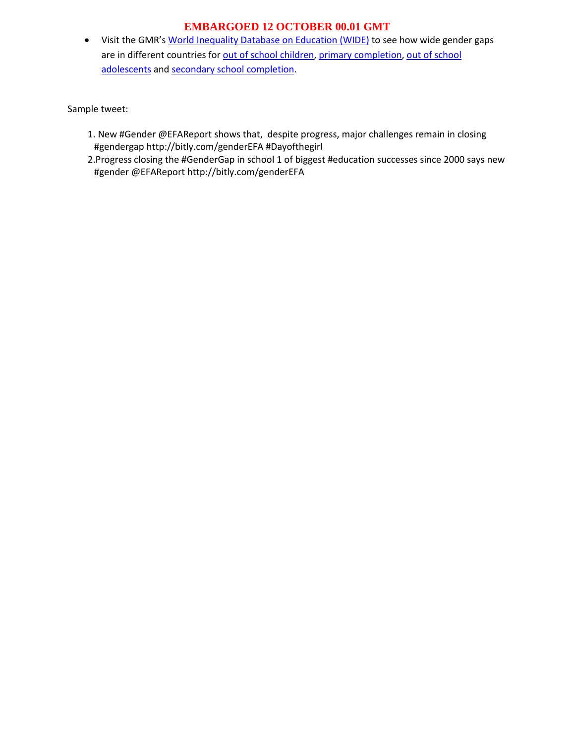**EMBARGOED 12 OCTOBER 00.01 GMT**

- Visit the GMR's World Inequality Database on Education (WIDE) to see how wide gender gaps are in different countries for out of school children, primary completion, out of school adolescents and secondary school completion.

Sample tweet:

1. New #Gender @EFAReport shows that, despite progress, major challenges remain in closing #gendergap http://bitly.com/genderEFA #Dayofthegirl
2. Progress closing the #GenderGap in school 1 of biggest #education successes since 2000 says new #gender @EFAReport http://bitly.com/genderEFA